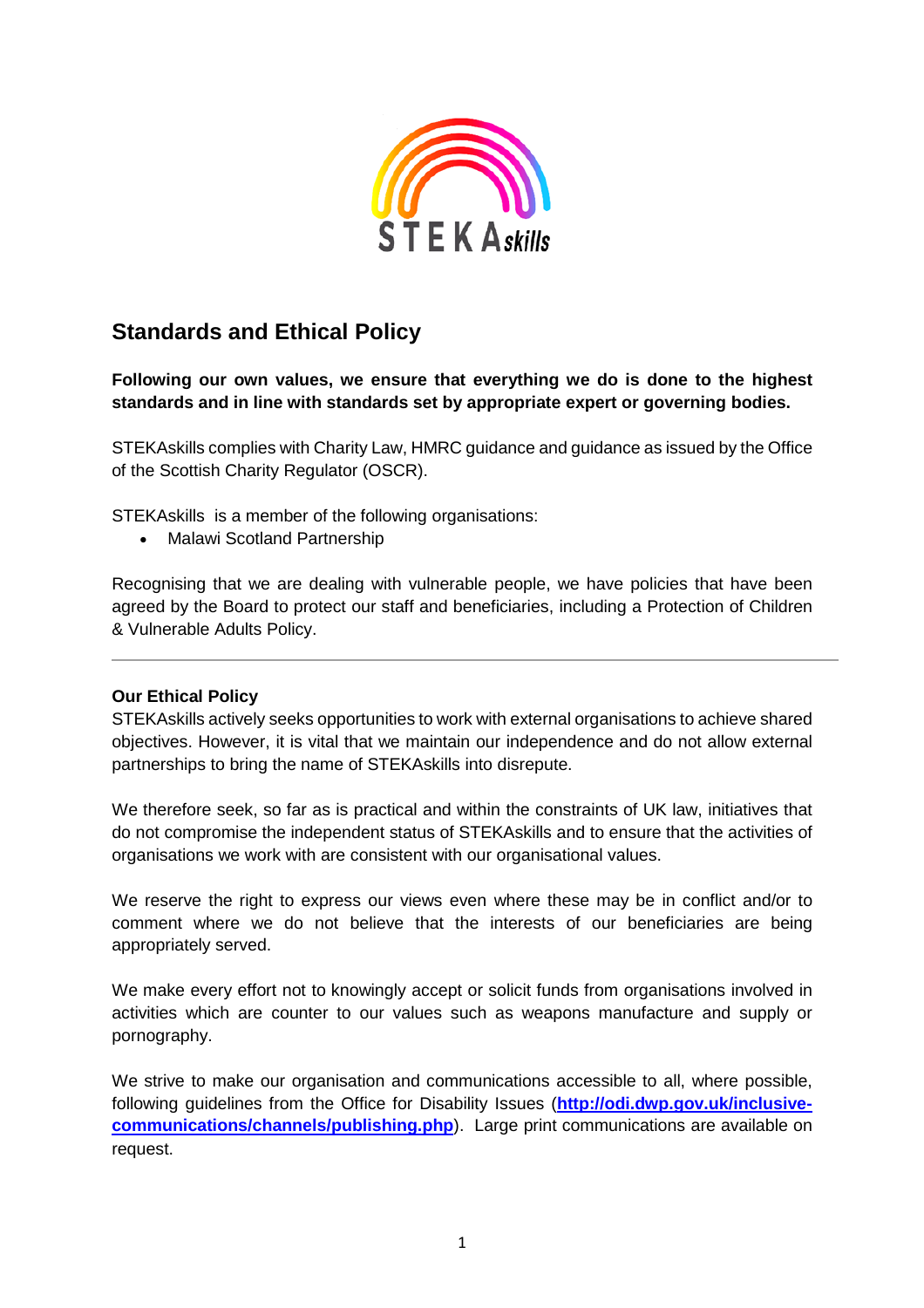# Standards and Ethical Policy

**Following our own values, we ensure that everything we do is done to the highest standards and in line with standards set by appropriate expert or governing bodies.**

STEKAskills complies with Charity Law, HMRC guidance and guidance as issued by the Office of the Scottish Charity Regulator (OSCR).

STEKAskills is a member of the following organisations:

- Malawi Scotland Partnership

Recognising that we are dealing with vulnerable people, we have policies that have been agreed by the Board to protect our staff and beneficiaries, including a Protection of Children & Vulnerable Adults Policy.

---

**Our Ethical Policy**

STEKAskills actively seeks opportunities to work with external organisations to achieve shared objectives. However, it is vital that we maintain our independence and do not allow external partnerships to bring the name of STEKAskills into disrepute.

We therefore seek, so far as is practical and within the constraints of UK law, initiatives that do not compromise the independent status of STEKAskills and to ensure that the activities of organisations we work with are consistent with our organisational values.

We reserve the right to express our views even where these may be in conflict and/or to comment where we do not believe that the interests of our beneficiaries are being appropriately served.

We make every effort not to knowingly accept or solicit funds from organisations involved in activities which are counter to our values such as weapons manufacture and supply or pornography.

We strive to make our organisation and communications accessible to all, where possible, following guidelines from the Office for Disability Issues (**[http://odi.dwp.gov.uk/inclusive-communications/channels/publishing.php](http://odi.dwp.gov.uk/inclusive-communications/channels/publishing.php)**). Large print communications are available on request.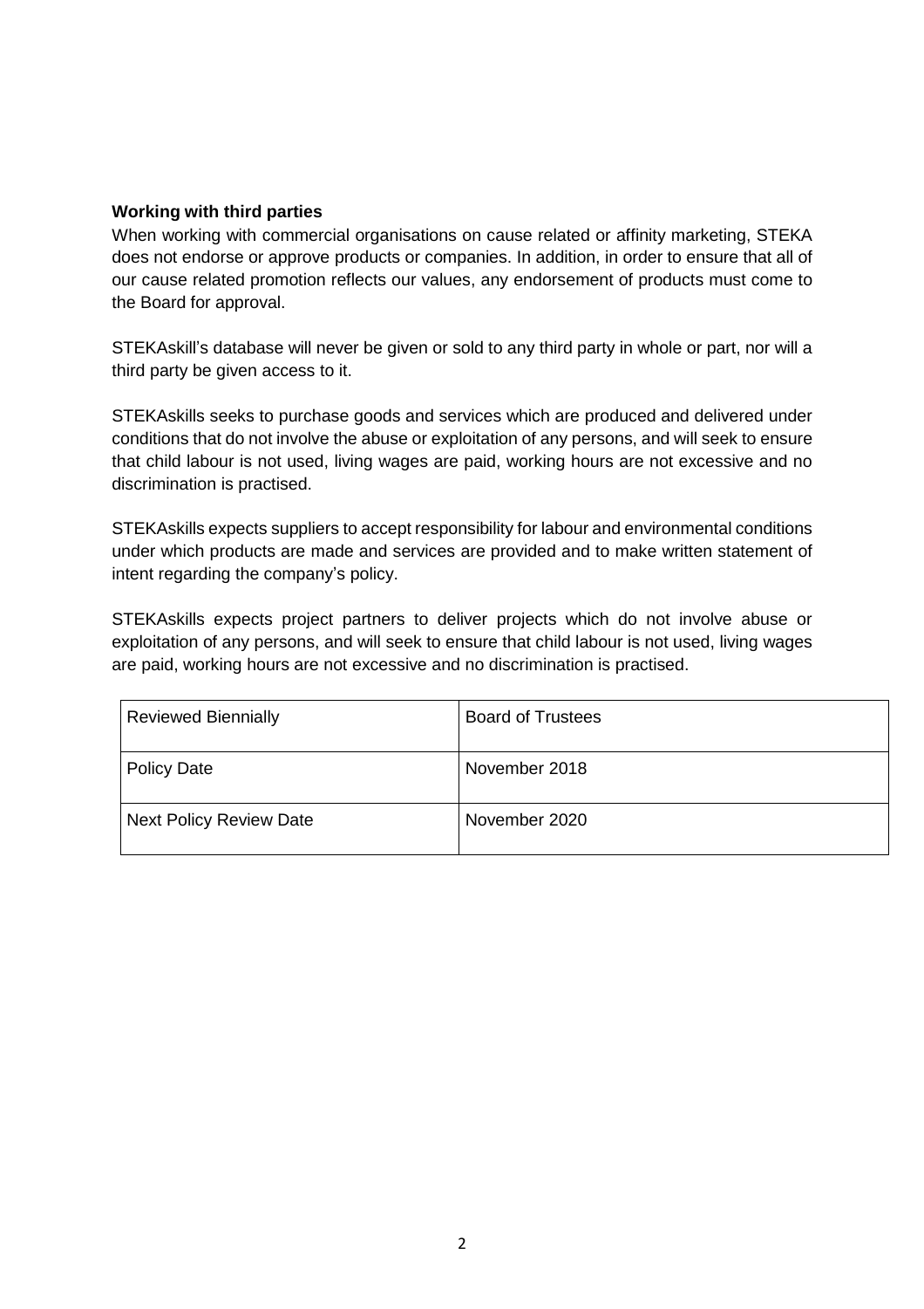**Working with third parties**

When working with commercial organisations on cause related or affinity marketing, STEKA does not endorse or approve products or companies. In addition, in order to ensure that all of our cause related promotion reflects our values, any endorsement of products must come to the Board for approval.

STEKAskill's database will never be given or sold to any third party in whole or part, nor will a third party be given access to it.

STEKAskills seeks to purchase goods and services which are produced and delivered under conditions that do not involve the abuse or exploitation of any persons, and will seek to ensure that child labour is not used, living wages are paid, working hours are not excessive and no discrimination is practised.

STEKAskills expects suppliers to accept responsibility for labour and environmental conditions under which products are made and services are provided and to make written statement of intent regarding the company's policy.

STEKAskills expects project partners to deliver projects which do not involve abuse or exploitation of any persons, and will seek to ensure that child labour is not used, living wages are paid, working hours are not excessive and no discrimination is practised.

| | |
|---|---|
| Reviewed Biennially | Board of Trustees |
| Policy Date | November 2018 |
| Next Policy Review Date | November 2020 |